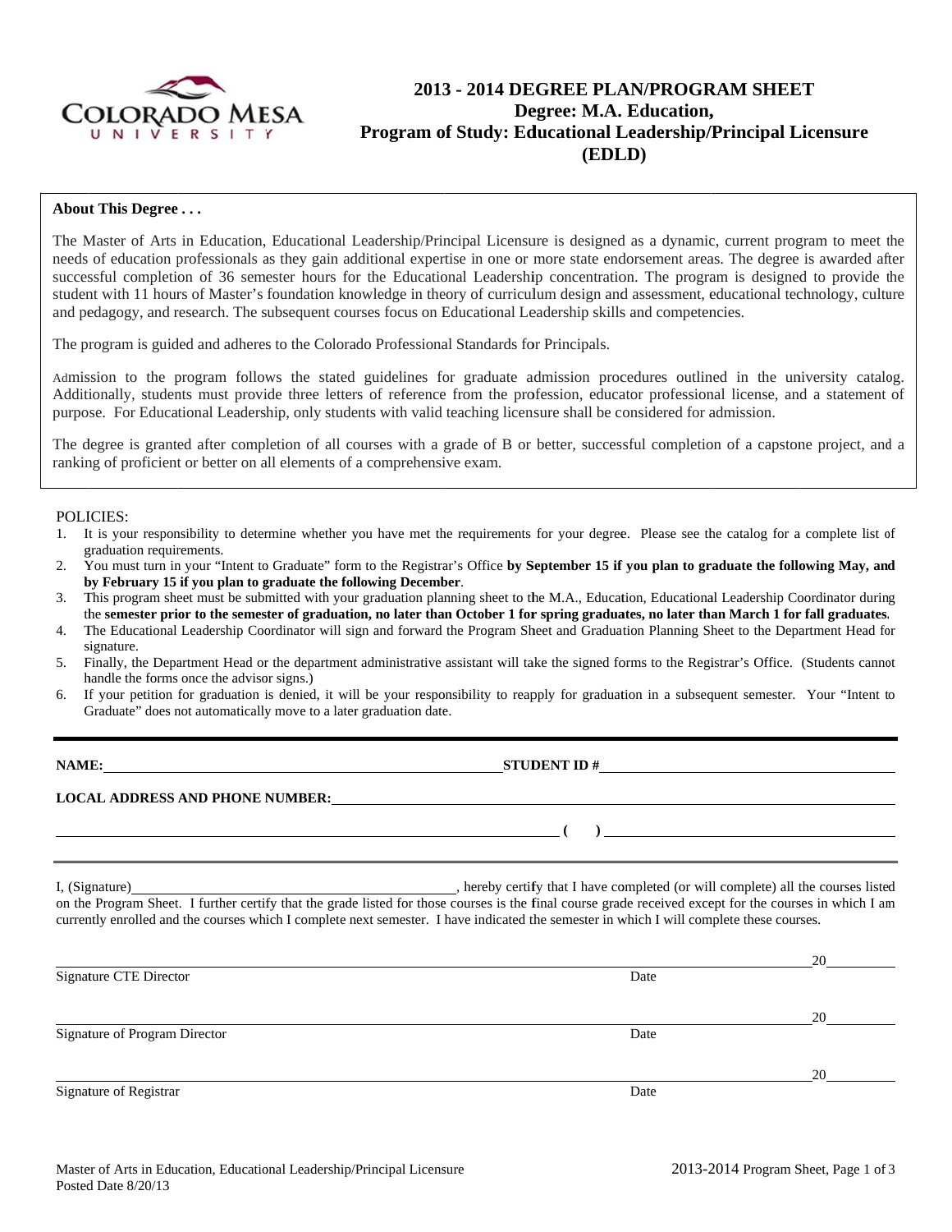# 2013 - 2014 DEGREE PLAN/PROGRAM SHEET
## Degree: M.A. Education,
## Program of Study: Educational Leadership/Principal Licensure (EDLD)

**About This Degree . . .**

The Master of Arts in Education, Educational Leadership/Principal Licensure is designed as a dynamic, current program to meet the needs of education professionals as they gain additional expertise in one or more state endorsement areas. The degree is awarded after successful completion of 36 semester hours for the Educational Leadership concentration. The program is designed to provide the student with 11 hours of Master's foundation knowledge in theory of curriculum design and assessment, educational technology, culture and pedagogy, and research. The subsequent courses focus on Educational Leadership skills and competencies.

The program is guided and adheres to the Colorado Professional Standards for Principals.

Admission to the program follows the stated guidelines for graduate admission procedures outlined in the university catalog. Additionally, students must provide three letters of reference from the profession, educator professional license, and a statement of purpose. For Educational Leadership, only students with valid teaching licensure shall be considered for admission.

The degree is granted after completion of all courses with a grade of B or better, successful completion of a capstone project, and a ranking of proficient or better on all elements of a comprehensive exam.

POLICIES:

1. It is your responsibility to determine whether you have met the requirements for your degree. Please see the catalog for a complete list of graduation requirements.
2. You must turn in your "Intent to Graduate" form to the Registrar's Office **by September 15 if you plan to graduate the following May, and by February 15 if you plan to graduate the following December**.
3. This program sheet must be submitted with your graduation planning sheet to the M.A., Education, Educational Leadership Coordinator during the **semester prior to the semester of graduation, no later than October 1 for spring graduates, no later than March 1 for fall graduates.**
4. The Educational Leadership Coordinator will sign and forward the Program Sheet and Graduation Planning Sheet to the Department Head for signature.
5. Finally, the Department Head or the department administrative assistant will take the signed forms to the Registrar's Office. (Students cannot handle the forms once the advisor signs.)
6. If your petition for graduation is denied, it will be your responsibility to reapply for graduation in a subsequent semester. Your "Intent to Graduate" does not automatically move to a later graduation date.

---

**NAME:** ______________________________ **STUDENT ID #** ______________________________

**LOCAL ADDRESS AND PHONE NUMBER:** ______________________________

______________________________ **(    )** ______________________________

---

I, (Signature) ______________________________, hereby certify that I have completed (or will complete) all the courses listed on the Program Sheet. I further certify that the grade listed for those courses is the final course grade received except for the courses in which I am currently enrolled and the courses which I complete next semester. I have indicated the semester in which I will complete these courses.

______________________________ 20______
Signature CTE Director Date

______________________________ 20______
Signature of Program Director Date

______________________________ 20______
Signature of Registrar Date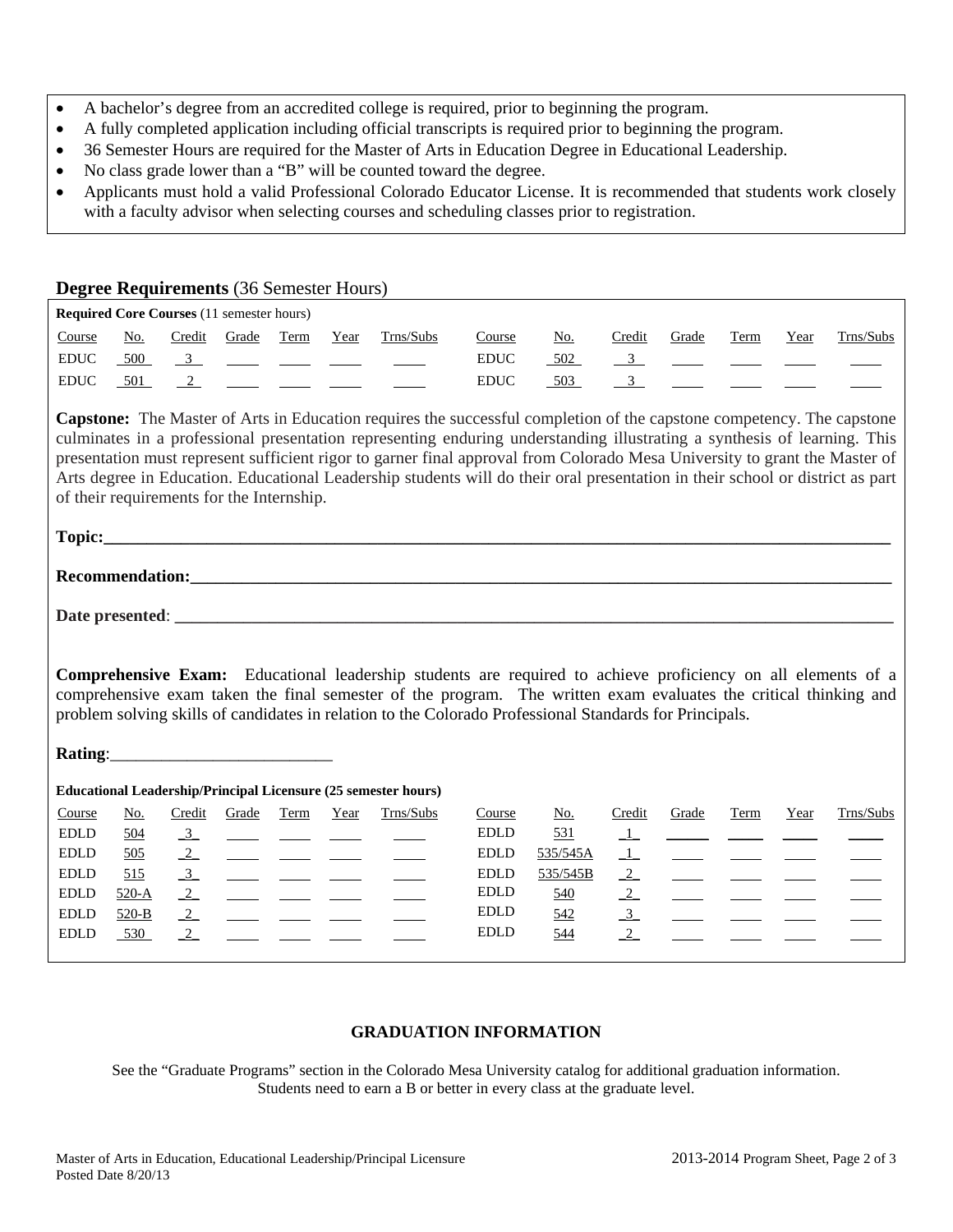- A bachelor's degree from an accredited college is required, prior to beginning the program.
- A fully completed application including official transcripts is required prior to beginning the program.
- 36 Semester Hours are required for the Master of Arts in Education Degree in Educational Leadership.
- No class grade lower than a "B" will be counted toward the degree.
- Applicants must hold a valid Professional Colorado Educator License. It is recommended that students work closely with a faculty advisor when selecting courses and scheduling classes prior to registration.

## Degree Requirements (36 Semester Hours)

**Required Core Courses** (11 semester hours)

| Course | No. | Credit | Grade | Term | Year | Trns/Subs | Course | No. | Credit | Grade | Term | Year | Trns/Subs |
|---|---|---|---|---|---|---|---|---|---|---|---|---|---|
| EDUC | 500 | 3 | | | | | EDUC | 502 | 3 | | | | |
| EDUC | 501 | 2 | | | | | EDUC | 503 | 3 | | | | |

**Capstone:** The Master of Arts in Education requires the successful completion of the capstone competency. The capstone culminates in a professional presentation representing enduring understanding illustrating a synthesis of learning. This presentation must represent sufficient rigor to garner final approval from Colorado Mesa University to grant the Master of Arts degree in Education. Educational Leadership students will do their oral presentation in their school or district as part of their requirements for the Internship.

**Topic:**\_\_\_\_\_\_\_\_\_\_\_\_\_\_\_\_\_\_\_\_\_\_\_\_\_\_\_\_\_\_\_\_\_\_\_\_\_\_\_\_

**Recommendation:**\_\_\_\_\_\_\_\_\_\_\_\_\_\_\_\_\_\_\_\_\_\_\_\_\_\_\_\_\_\_\_\_\_\_\_\_

**Date presented**: \_\_\_\_\_\_\_\_\_\_\_\_\_\_\_\_\_\_\_\_\_\_\_\_\_\_\_\_\_\_\_\_\_\_\_\_

**Comprehensive Exam:** Educational leadership students are required to achieve proficiency on all elements of a comprehensive exam taken the final semester of the program. The written exam evaluates the critical thinking and problem solving skills of candidates in relation to the Colorado Professional Standards for Principals.

**Rating**:\_\_\_\_\_\_\_\_\_\_\_\_\_\_\_\_\_\_\_\_\_\_\_\_\_\_\_

**Educational Leadership/Principal Licensure (25 semester hours)**

| Course | No. | Credit | Grade | Term | Year | Trns/Subs | Course | No. | Credit | Grade | Term | Year | Trns/Subs |
|---|---|---|---|---|---|---|---|---|---|---|---|---|---|
| EDLD | 504 | 3 | | | | | EDLD | 531 | 1 | | | | |
| EDLD | 505 | 2 | | | | | EDLD | 535/545A | 1 | | | | |
| EDLD | 515 | 3 | | | | | EDLD | 535/545B | 2 | | | | |
| EDLD | 520-A | 2 | | | | | EDLD | 540 | 2 | | | | |
| EDLD | 520-B | 2 | | | | | EDLD | 542 | 3 | | | | |
| EDLD | 530 | 2 | | | | | EDLD | 544 | 2 | | | | |

## GRADUATION INFORMATION

See the "Graduate Programs" section in the Colorado Mesa University catalog for additional graduation information.
Students need to earn a B or better in every class at the graduate level.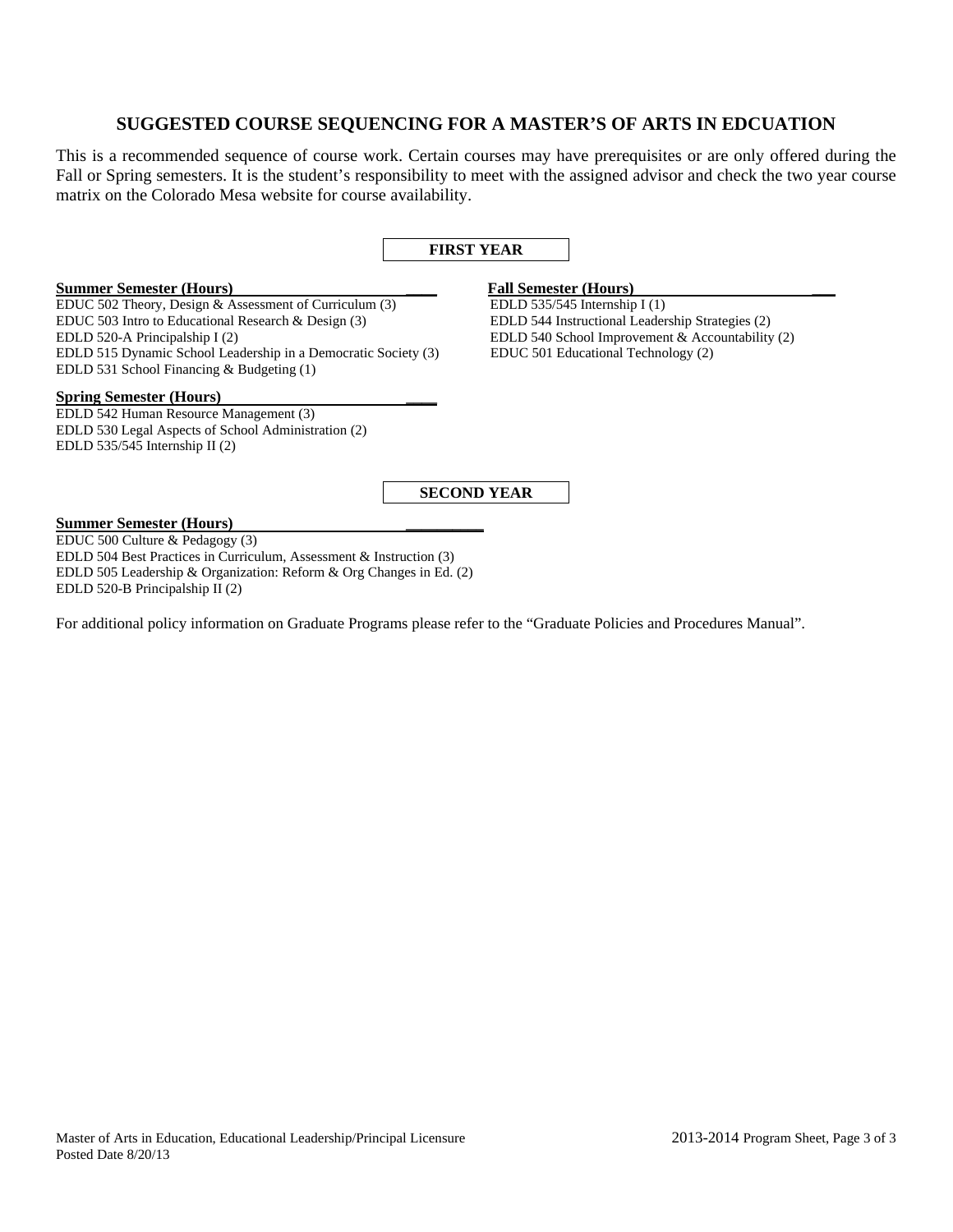# SUGGESTED COURSE SEQUENCING FOR A MASTER'S OF ARTS IN EDCUATION

This is a recommended sequence of course work. Certain courses may have prerequisites or are only offered during the Fall or Spring semesters. It is the student's responsibility to meet with the assigned advisor and check the two year course matrix on the Colorado Mesa website for course availability.

## FIRST YEAR

**Summer Semester (Hours)** ____

EDUC 502 Theory, Design & Assessment of Curriculum (3)
EDUC 503 Intro to Educational Research & Design (3)
EDLD 520-A Principalship I (2)
EDLD 515 Dynamic School Leadership in a Democratic Society (3)
EDLD 531 School Financing & Budgeting (1)

**Fall Semester (Hours)** ___

EDLD 535/545 Internship I (1)
EDLD 544 Instructional Leadership Strategies (2)
EDLD 540 School Improvement & Accountability (2)
EDUC 501 Educational Technology (2)

**Spring Semester (Hours)** ____

EDLD 542 Human Resource Management (3)
EDLD 530 Legal Aspects of School Administration (2)
EDLD 535/545 Internship II (2)

## SECOND YEAR

**Summer Semester (Hours)** ________

EDUC 500 Culture & Pedagogy (3)
EDLD 504 Best Practices in Curriculum, Assessment & Instruction (3)
EDLD 505 Leadership & Organization: Reform & Org Changes in Ed. (2)
EDLD 520-B Principalship II (2)

For additional policy information on Graduate Programs please refer to the "Graduate Policies and Procedures Manual".